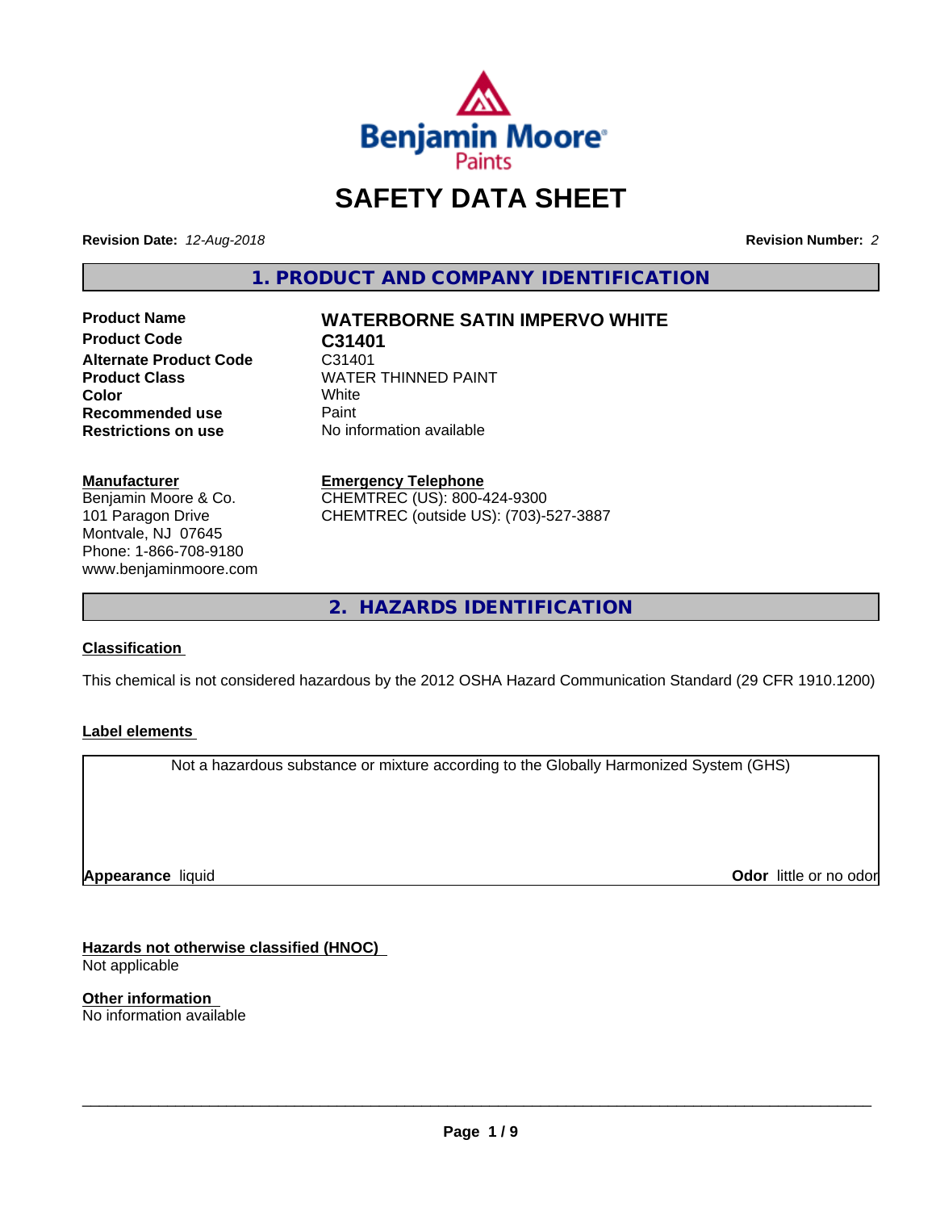# SAFETY DATA SHEET

**Revision Date:** *12-Aug-2018* **Revision Number:** *2*

## 1. PRODUCT AND COMPANY IDENTIFICATION

| | |
|---|---|
| **Product Name** | **WATERBORNE SATIN IMPERVO WHITE** |
| **Product Code** | **C31401** |
| **Alternate Product Code** | C31401 |
| **Product Class** | WATER THINNED PAINT |
| **Color** | White |
| **Recommended use** | Paint |
| **Restrictions on use** | No information available |

**Manufacturer**
Benjamin Moore & Co.
101 Paragon Drive
Montvale, NJ 07645
Phone: 1-866-708-9180
www.benjaminmoore.com

**Emergency Telephone**
CHEMTREC (US): 800-424-9300
CHEMTREC (outside US): (703)-527-3887

## 2. HAZARDS IDENTIFICATION

**Classification**

This chemical is not considered hazardous by the 2012 OSHA Hazard Communication Standard (29 CFR 1910.1200)

**Label elements**

Not a hazardous substance or mixture according to the Globally Harmonized System (GHS)

**Appearance** liquid **Odor** little or no odor

**Hazards not otherwise classified (HNOC)**
Not applicable

**Other information**
No information available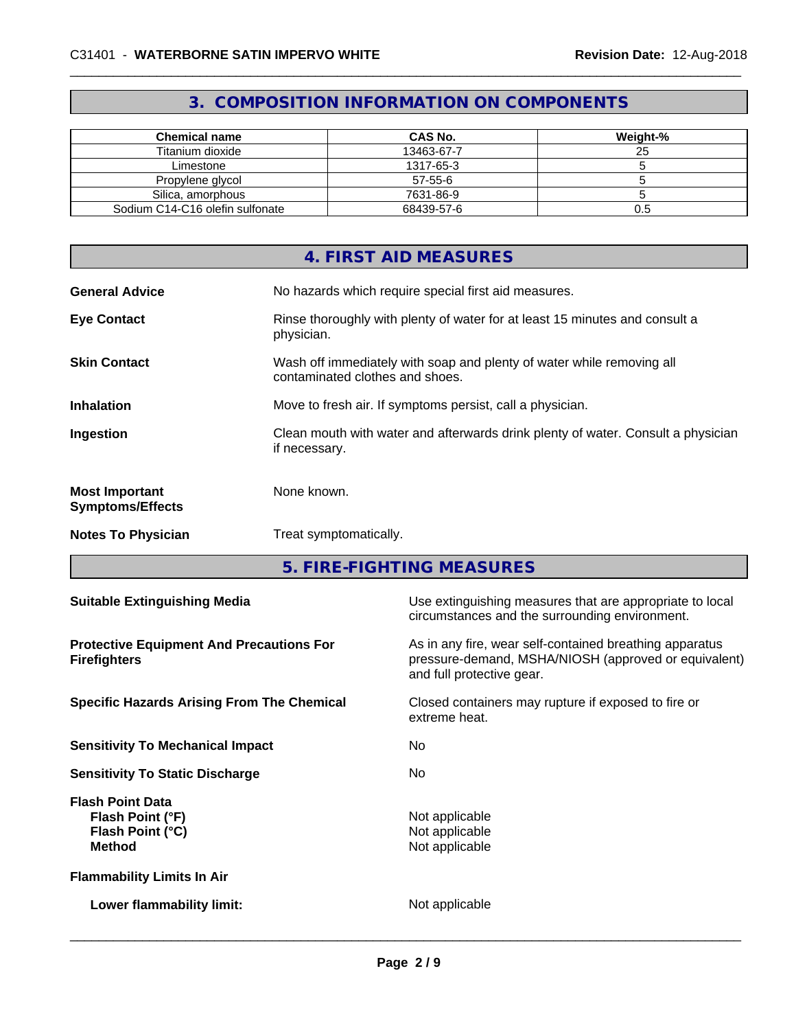## 3. COMPOSITION INFORMATION ON COMPONENTS

| Chemical name | CAS No. | Weight-% |
|---|---|---|
| Titanium dioxide | 13463-67-7 | 25 |
| Limestone | 1317-65-3 | 5 |
| Propylene glycol | 57-55-6 | 5 |
| Silica, amorphous | 7631-86-9 | 5 |
| Sodium C14-C16 olefin sulfonate | 68439-57-6 | 0.5 |

## 4. FIRST AID MEASURES

**General Advice** No hazards which require special first aid measures.

**Eye Contact** Rinse thoroughly with plenty of water for at least 15 minutes and consult a physician.

**Skin Contact** Wash off immediately with soap and plenty of water while removing all contaminated clothes and shoes.

**Inhalation** Move to fresh air. If symptoms persist, call a physician.

**Ingestion** Clean mouth with water and afterwards drink plenty of water. Consult a physician if necessary.

**Most Important Symptoms/Effects** None known.

**Notes To Physician** Treat symptomatically.

## 5. FIRE-FIGHTING MEASURES

**Suitable Extinguishing Media** Use extinguishing measures that are appropriate to local circumstances and the surrounding environment.

**Protective Equipment And Precautions For Firefighters** As in any fire, wear self-contained breathing apparatus pressure-demand, MSHA/NIOSH (approved or equivalent) and full protective gear.

**Specific Hazards Arising From The Chemical** Closed containers may rupture if exposed to fire or extreme heat.

**Sensitivity To Mechanical Impact** No

**Sensitivity To Static Discharge** No

**Flash Point Data**
**Flash Point (°F)** Not applicable
**Flash Point (°C)** Not applicable
**Method** Not applicable

**Flammability Limits In Air**

**Lower flammability limit:** Not applicable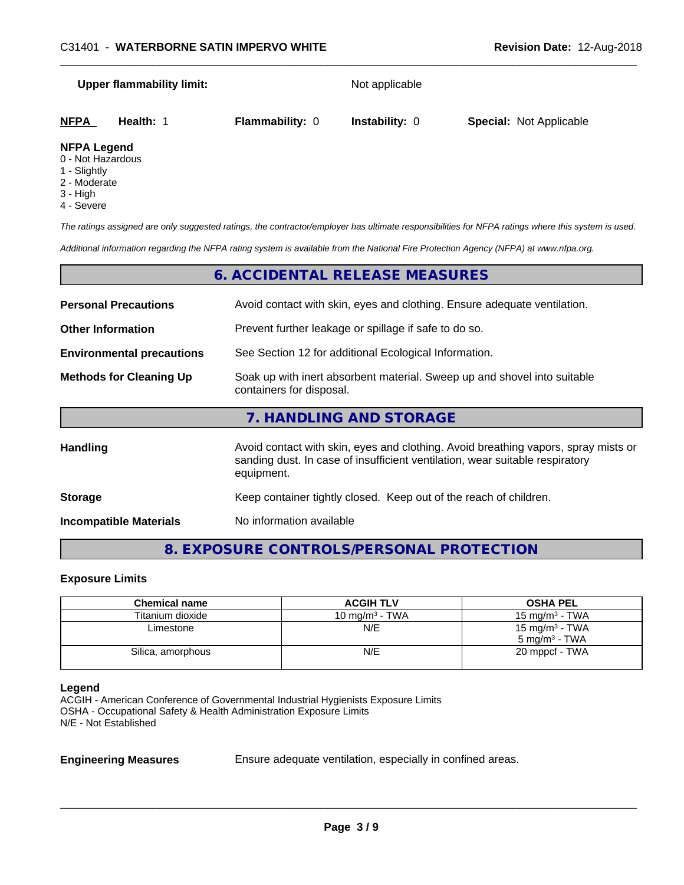**Upper flammability limit:** Not applicable

| **NFPA** | **Health:** 1 | **Flammability:** 0 | **Instability:** 0 | **Special:** Not Applicable |
|---|---|---|---|---|

**NFPA Legend**
0 - Not Hazardous
1 - Slightly
2 - Moderate
3 - High
4 - Severe

*The ratings assigned are only suggested ratings, the contractor/employer has ultimate responsibilities for NFPA ratings where this system is used.*

*Additional information regarding the NFPA rating system is available from the National Fire Protection Agency (NFPA) at www.nfpa.org.*

## 6. ACCIDENTAL RELEASE MEASURES

**Personal Precautions** Avoid contact with skin, eyes and clothing. Ensure adequate ventilation.

**Other Information** Prevent further leakage or spillage if safe to do so.

**Environmental precautions** See Section 12 for additional Ecological Information.

**Methods for Cleaning Up** Soak up with inert absorbent material. Sweep up and shovel into suitable containers for disposal.

## 7. HANDLING AND STORAGE

**Handling** Avoid contact with skin, eyes and clothing. Avoid breathing vapors, spray mists or sanding dust. In case of insufficient ventilation, wear suitable respiratory equipment.

**Storage** Keep container tightly closed. Keep out of the reach of children.

**Incompatible Materials** No information available

## 8. EXPOSURE CONTROLS/PERSONAL PROTECTION

### Exposure Limits

| Chemical name | ACGIH TLV | OSHA PEL |
|---|---|---|
| Titanium dioxide | 10 mg/m$^3$ - TWA | 15 mg/m$^3$ - TWA |
| Limestone | N/E | 15 mg/m$^3$ - TWA<br>5 mg/m$^3$ - TWA |
| Silica, amorphous | N/E | 20 mppcf - TWA |

**Legend**
ACGIH - American Conference of Governmental Industrial Hygienists Exposure Limits
OSHA - Occupational Safety & Health Administration Exposure Limits
N/E - Not Established

**Engineering Measures** Ensure adequate ventilation, especially in confined areas.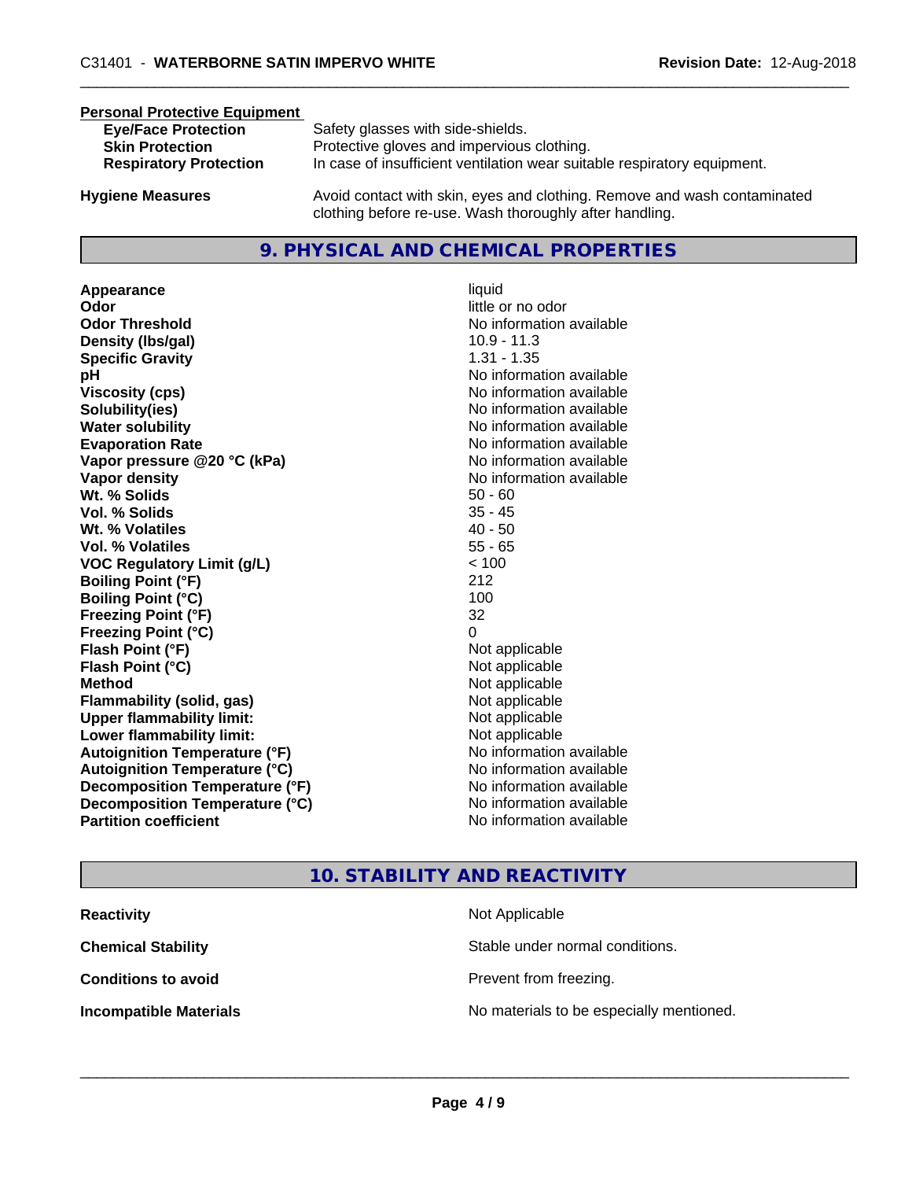**Personal Protective Equipment**

| | |
|---|---|
| **Eye/Face Protection** | Safety glasses with side-shields. |
| **Skin Protection** | Protective gloves and impervious clothing. |
| **Respiratory Protection** | In case of insufficient ventilation wear suitable respiratory equipment. |

**Hygiene Measures** Avoid contact with skin, eyes and clothing. Remove and wash contaminated clothing before re-use. Wash thoroughly after handling.

## 9. PHYSICAL AND CHEMICAL PROPERTIES

| | |
|---|---|
| **Appearance** | liquid |
| **Odor** | little or no odor |
| **Odor Threshold** | No information available |
| **Density (lbs/gal)** | 10.9 - 11.3 |
| **Specific Gravity** | 1.31 - 1.35 |
| **pH** | No information available |
| **Viscosity (cps)** | No information available |
| **Solubility(ies)** | No information available |
| **Water solubility** | No information available |
| **Evaporation Rate** | No information available |
| **Vapor pressure @20 °C (kPa)** | No information available |
| **Vapor density** | No information available |
| **Wt. % Solids** | 50 - 60 |
| **Vol. % Solids** | 35 - 45 |
| **Wt. % Volatiles** | 40 - 50 |
| **Vol. % Volatiles** | 55 - 65 |
| **VOC Regulatory Limit (g/L)** | < 100 |
| **Boiling Point (°F)** | 212 |
| **Boiling Point (°C)** | 100 |
| **Freezing Point (°F)** | 32 |
| **Freezing Point (°C)** | 0 |
| **Flash Point (°F)** | Not applicable |
| **Flash Point (°C)** | Not applicable |
| **Method** | Not applicable |
| **Flammability (solid, gas)** | Not applicable |
| **Upper flammability limit:** | Not applicable |
| **Lower flammability limit:** | Not applicable |
| **Autoignition Temperature (°F)** | No information available |
| **Autoignition Temperature (°C)** | No information available |
| **Decomposition Temperature (°F)** | No information available |
| **Decomposition Temperature (°C)** | No information available |
| **Partition coefficient** | No information available |

## 10. STABILITY AND REACTIVITY

| | |
|---|---|
| **Reactivity** | Not Applicable |
| **Chemical Stability** | Stable under normal conditions. |
| **Conditions to avoid** | Prevent from freezing. |
| **Incompatible Materials** | No materials to be especially mentioned. |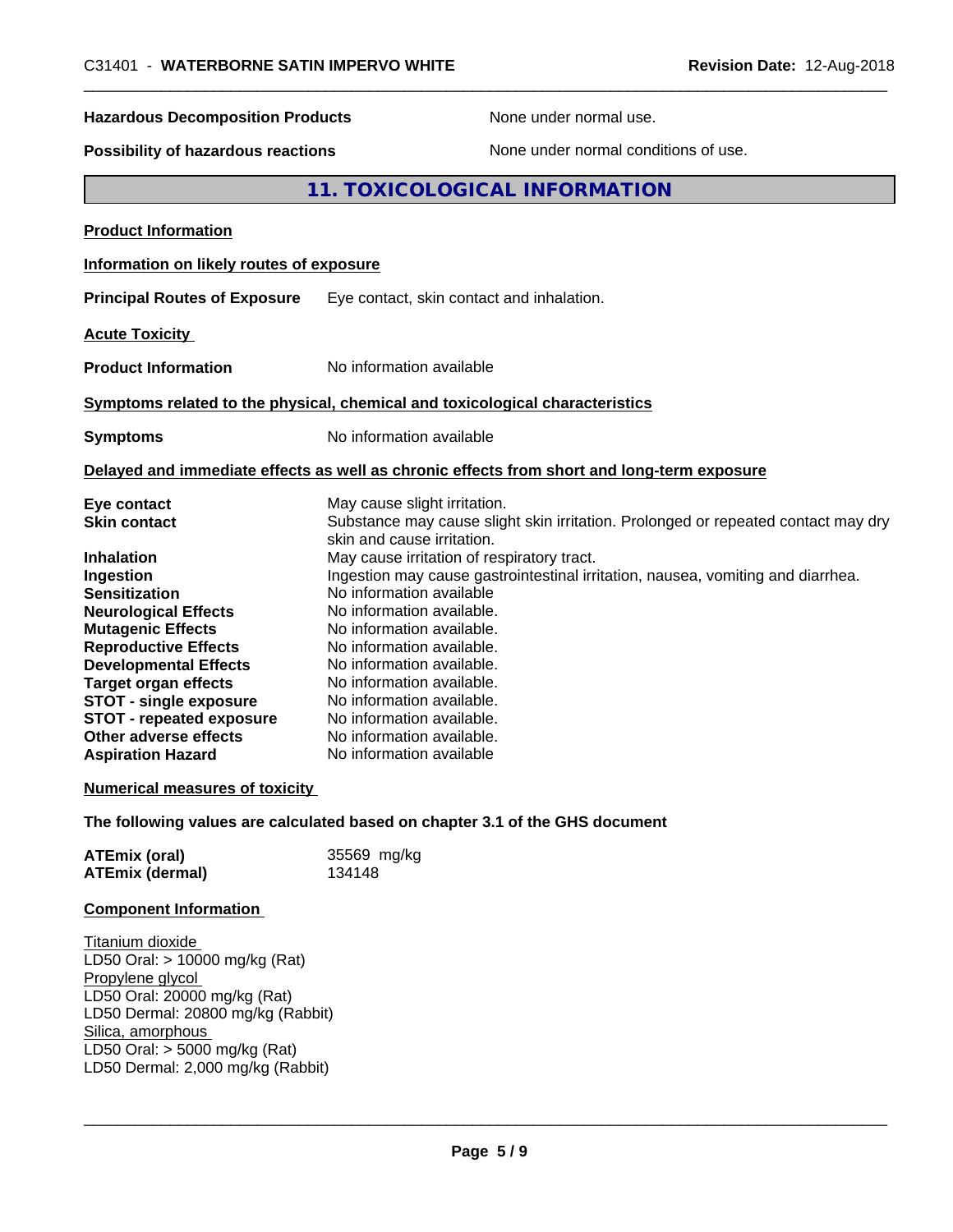| | |
|---|---|
| **Hazardous Decomposition Products** | None under normal use. |
| **Possibility of hazardous reactions** | None under normal conditions of use. |

## 11. TOXICOLOGICAL INFORMATION

**Product Information**

**Information on likely routes of exposure**

**Principal Routes of Exposure** Eye contact, skin contact and inhalation.

**Acute Toxicity**

**Product Information** No information available

**Symptoms related to the physical, chemical and toxicological characteristics**

**Symptoms** No information available

**Delayed and immediate effects as well as chronic effects from short and long-term exposure**

| | |
|---|---|
| **Eye contact** | May cause slight irritation. |
| **Skin contact** | Substance may cause slight skin irritation. Prolonged or repeated contact may dry skin and cause irritation. |
| **Inhalation** | May cause irritation of respiratory tract. |
| **Ingestion** | Ingestion may cause gastrointestinal irritation, nausea, vomiting and diarrhea. |
| **Sensitization** | No information available |
| **Neurological Effects** | No information available. |
| **Mutagenic Effects** | No information available. |
| **Reproductive Effects** | No information available. |
| **Developmental Effects** | No information available. |
| **Target organ effects** | No information available. |
| **STOT - single exposure** | No information available. |
| **STOT - repeated exposure** | No information available. |
| **Other adverse effects** | No information available. |
| **Aspiration Hazard** | No information available |

**Numerical measures of toxicity**

**The following values are calculated based on chapter 3.1 of the GHS document**

| | |
|---|---|
| **ATEmix (oral)** | 35569 mg/kg |
| **ATEmix (dermal)** | 134148 |

**Component Information**

Titanium dioxide
LD50 Oral: > 10000 mg/kg (Rat)
Propylene glycol
LD50 Oral: 20000 mg/kg (Rat)
LD50 Dermal: 20800 mg/kg (Rabbit)
Silica, amorphous
LD50 Oral: > 5000 mg/kg (Rat)
LD50 Dermal: 2,000 mg/kg (Rabbit)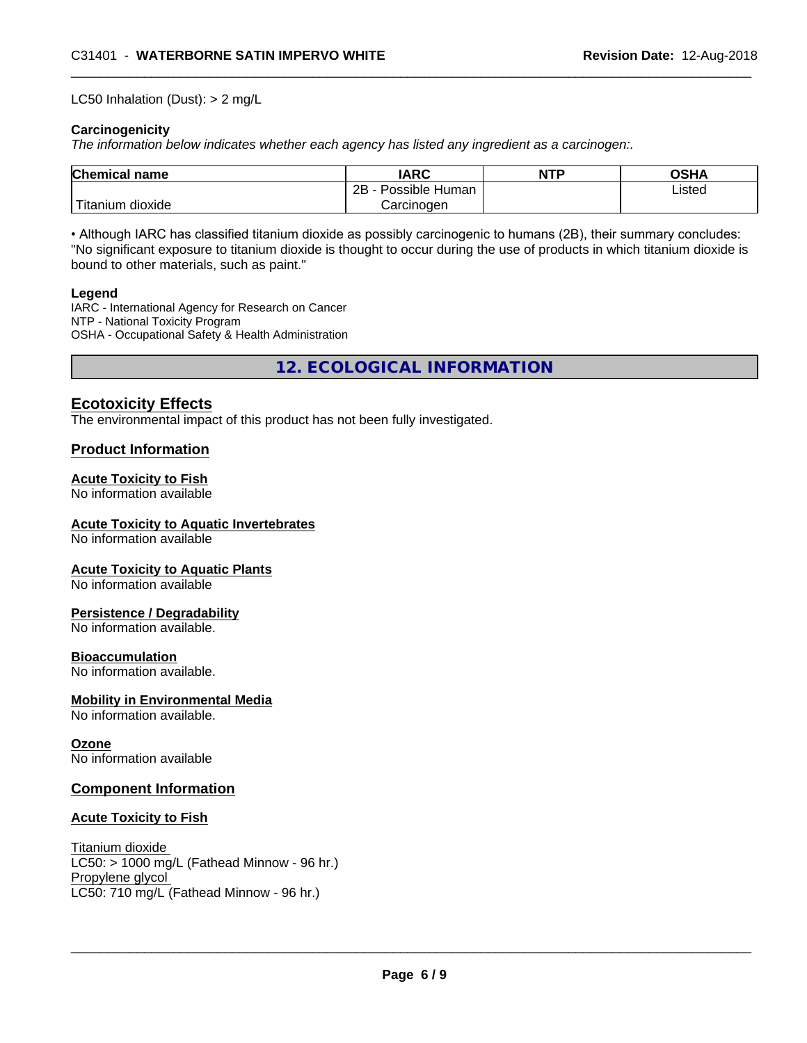LC50 Inhalation (Dust): > 2 mg/L

**Carcinogenicity**

*The information below indicates whether each agency has listed any ingredient as a carcinogen:.*

| Chemical name | IARC | NTP | OSHA |
| --- | --- | --- | --- |
| Titanium dioxide | 2B - Possible Human Carcinogen | | Listed |

• Although IARC has classified titanium dioxide as possibly carcinogenic to humans (2B), their summary concludes: "No significant exposure to titanium dioxide is thought to occur during the use of products in which titanium dioxide is bound to other materials, such as paint."

**Legend**

IARC - International Agency for Research on Cancer
NTP - National Toxicity Program
OSHA - Occupational Safety & Health Administration

## 12. ECOLOGICAL INFORMATION

### Ecotoxicity Effects

The environmental impact of this product has not been fully investigated.

### Product Information

**Acute Toxicity to Fish**
No information available

**Acute Toxicity to Aquatic Invertebrates**
No information available

**Acute Toxicity to Aquatic Plants**
No information available

**Persistence / Degradability**
No information available.

**Bioaccumulation**
No information available.

**Mobility in Environmental Media**
No information available.

**Ozone**
No information available

### Component Information

**Acute Toxicity to Fish**

Titanium dioxide
LC50: > 1000 mg/L (Fathead Minnow - 96 hr.)
Propylene glycol
LC50: 710 mg/L (Fathead Minnow - 96 hr.)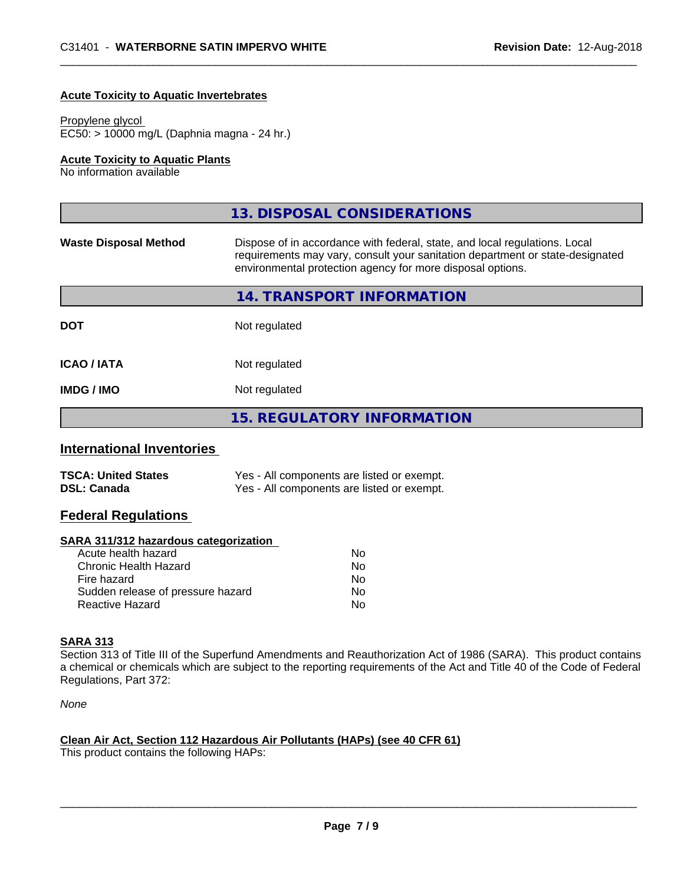**Acute Toxicity to Aquatic Invertebrates**

Propylene glycol
EC50: > 10000 mg/L (Daphnia magna - 24 hr.)

**Acute Toxicity to Aquatic Plants**
No information available

## 13. DISPOSAL CONSIDERATIONS

| | |
|---|---|
| **Waste Disposal Method** | Dispose of in accordance with federal, state, and local regulations. Local requirements may vary, consult your sanitation department or state-designated environmental protection agency for more disposal options. |

## 14. TRANSPORT INFORMATION

| | |
|---|---|
| **DOT** | Not regulated |
| **ICAO / IATA** | Not regulated |
| **IMDG / IMO** | Not regulated |

## 15. REGULATORY INFORMATION

### International Inventories

| | |
|---|---|
| **TSCA: United States** | Yes - All components are listed or exempt. |
| **DSL: Canada** | Yes - All components are listed or exempt. |

### Federal Regulations

**SARA 311/312 hazardous categorization**

| | |
|---|---|
| Acute health hazard | No |
| Chronic Health Hazard | No |
| Fire hazard | No |
| Sudden release of pressure hazard | No |
| Reactive Hazard | No |

**SARA 313**
Section 313 of Title III of the Superfund Amendments and Reauthorization Act of 1986 (SARA). This product contains a chemical or chemicals which are subject to the reporting requirements of the Act and Title 40 of the Code of Federal Regulations, Part 372:

*None*

**Clean Air Act, Section 112 Hazardous Air Pollutants (HAPs) (see 40 CFR 61)**
This product contains the following HAPs: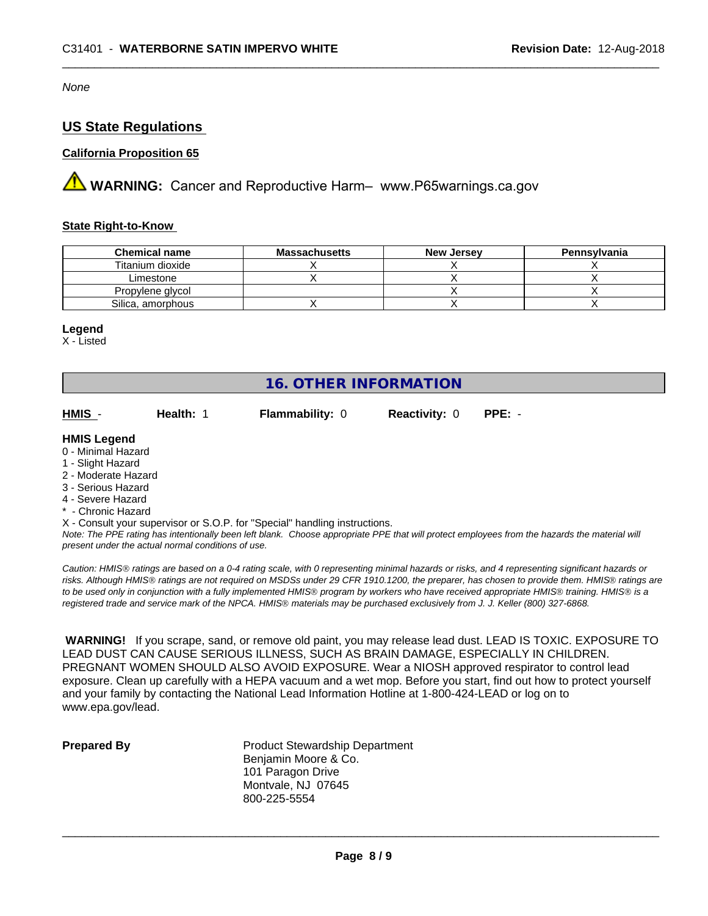*None*

## US State Regulations

### California Proposition 65

**WARNING:** Cancer and Reproductive Harm– www.P65warnings.ca.gov

### State Right-to-Know

| Chemical name | Massachusetts | New Jersey | Pennsylvania |
|---|---|---|---|
| Titanium dioxide | X | X | X |
| Limestone | X | X | X |
| Propylene glycol | | X | X |
| Silica, amorphous | X | X | X |

**Legend**
X - Listed

## 16. OTHER INFORMATION

**HMIS** - **Health:** 1 **Flammability:** 0 **Reactivity:** 0 **PPE:** -

**HMIS Legend**
0 - Minimal Hazard
1 - Slight Hazard
2 - Moderate Hazard
3 - Serious Hazard
4 - Severe Hazard
* - Chronic Hazard
X - Consult your supervisor or S.O.P. for "Special" handling instructions.

*Note: The PPE rating has intentionally been left blank. Choose appropriate PPE that will protect employees from the hazards the material will present under the actual normal conditions of use.*

*Caution: HMIS® ratings are based on a 0-4 rating scale, with 0 representing minimal hazards or risks, and 4 representing significant hazards or risks. Although HMIS® ratings are not required on MSDSs under 29 CFR 1910.1200, the preparer, has chosen to provide them. HMIS® ratings are to be used only in conjunction with a fully implemented HMIS® program by workers who have received appropriate HMIS® training. HMIS® is a registered trade and service mark of the NPCA. HMIS® materials may be purchased exclusively from J. J. Keller (800) 327-6868.*

**WARNING!** If you scrape, sand, or remove old paint, you may release lead dust. LEAD IS TOXIC. EXPOSURE TO LEAD DUST CAN CAUSE SERIOUS ILLNESS, SUCH AS BRAIN DAMAGE, ESPECIALLY IN CHILDREN. PREGNANT WOMEN SHOULD ALSO AVOID EXPOSURE. Wear a NIOSH approved respirator to control lead exposure. Clean up carefully with a HEPA vacuum and a wet mop. Before you start, find out how to protect yourself and your family by contacting the National Lead Information Hotline at 1-800-424-LEAD or log on to www.epa.gov/lead.

**Prepared By**

Product Stewardship Department
Benjamin Moore & Co.
101 Paragon Drive
Montvale, NJ 07645
800-225-5554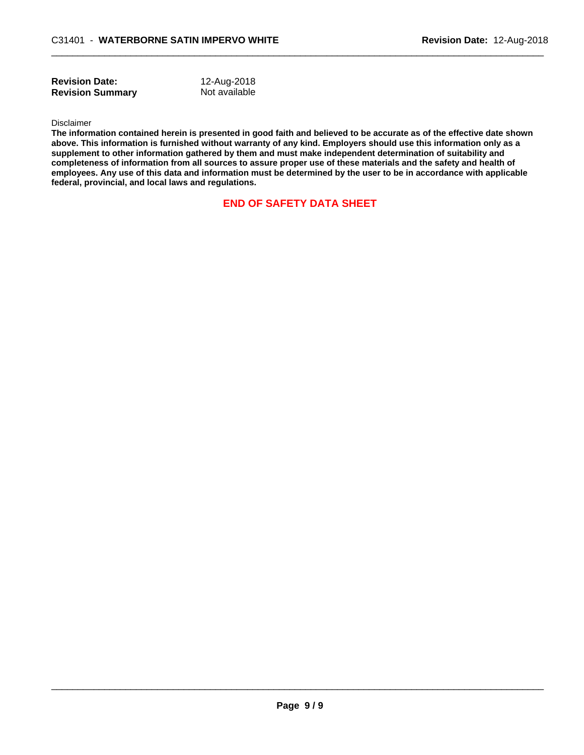| | |
|---|---|
| **Revision Date:** | 12-Aug-2018 |
| **Revision Summary** | Not available |

Disclaimer

**The information contained herein is presented in good faith and believed to be accurate as of the effective date shown above. This information is furnished without warranty of any kind. Employers should use this information only as a supplement to other information gathered by them and must make independent determination of suitability and completeness of information from all sources to assure proper use of these materials and the safety and health of employees. Any use of this data and information must be determined by the user to be in accordance with applicable federal, provincial, and local laws and regulations.**

**END OF SAFETY DATA SHEET**